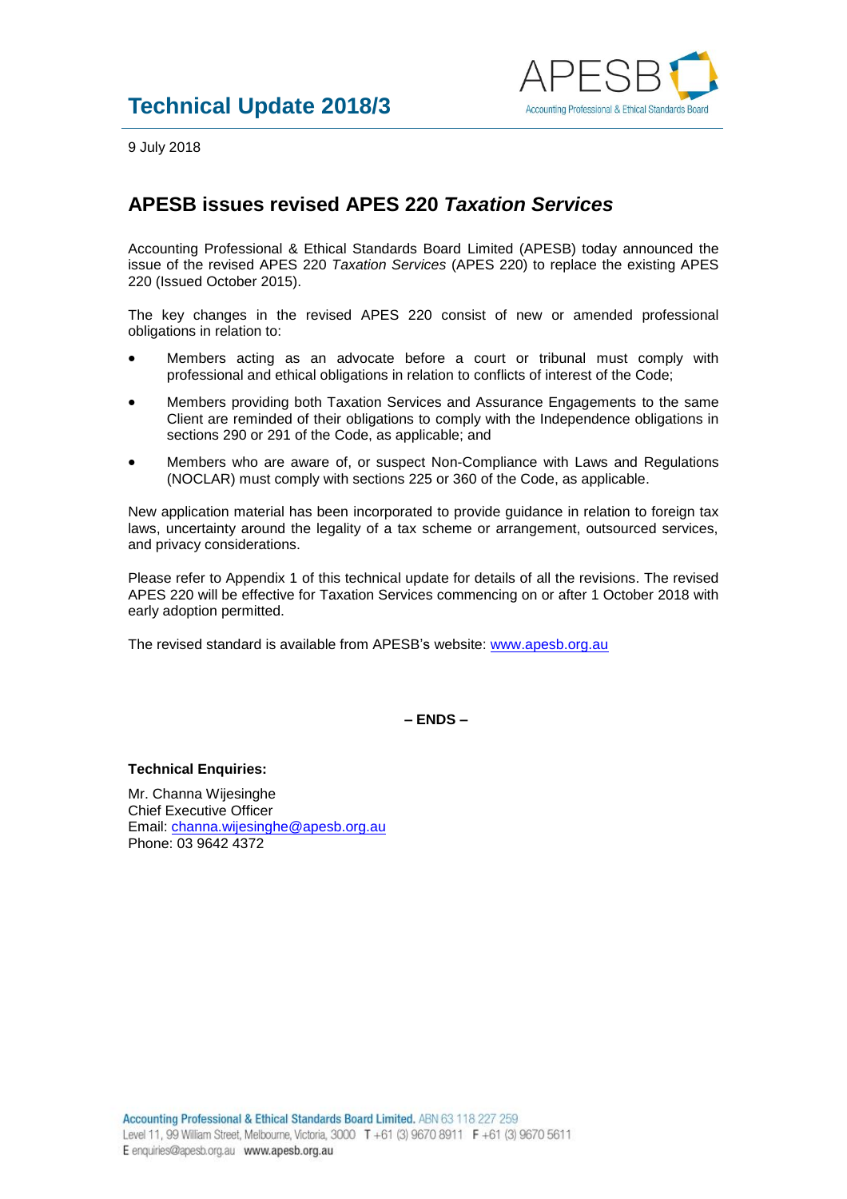# Technical Update 2018/3

9 July 2018

## APESB issues revised APES 220 *Taxation Services*

Accounting Professional & Ethical Standards Board Limited (APESB) today announced the issue of the revised APES 220 *Taxation Services* (APES 220) to replace the existing APES 220 (Issued October 2015).

The key changes in the revised APES 220 consist of new or amended professional obligations in relation to:

- Members acting as an advocate before a court or tribunal must comply with professional and ethical obligations in relation to conflicts of interest of the Code;
- Members providing both Taxation Services and Assurance Engagements to the same Client are reminded of their obligations to comply with the Independence obligations in sections 290 or 291 of the Code, as applicable; and
- Members who are aware of, or suspect Non-Compliance with Laws and Regulations (NOCLAR) must comply with sections 225 or 360 of the Code, as applicable.

New application material has been incorporated to provide guidance in relation to foreign tax laws, uncertainty around the legality of a tax scheme or arrangement, outsourced services, and privacy considerations.

Please refer to Appendix 1 of this technical update for details of all the revisions. The revised APES 220 will be effective for Taxation Services commencing on or after 1 October 2018 with early adoption permitted.

The revised standard is available from APESB's website: [www.apesb.org.au](www.apesb.org.au)

**– ENDS –**

**Technical Enquiries:**

Mr. Channa Wijesinghe
Chief Executive Officer
Email: channa.wijesinghe@apesb.org.au
Phone: 03 9642 4372

**Accounting Professional & Ethical Standards Board Limited.** ABN 63 118 227 259
Level 11, 99 William Street, Melbourne, Victoria, 3000 **T** +61 (3) 9670 8911 **F** +61 (3) 9670 5611
**E** enquiries@apesb.org.au **www.apesb.org.au**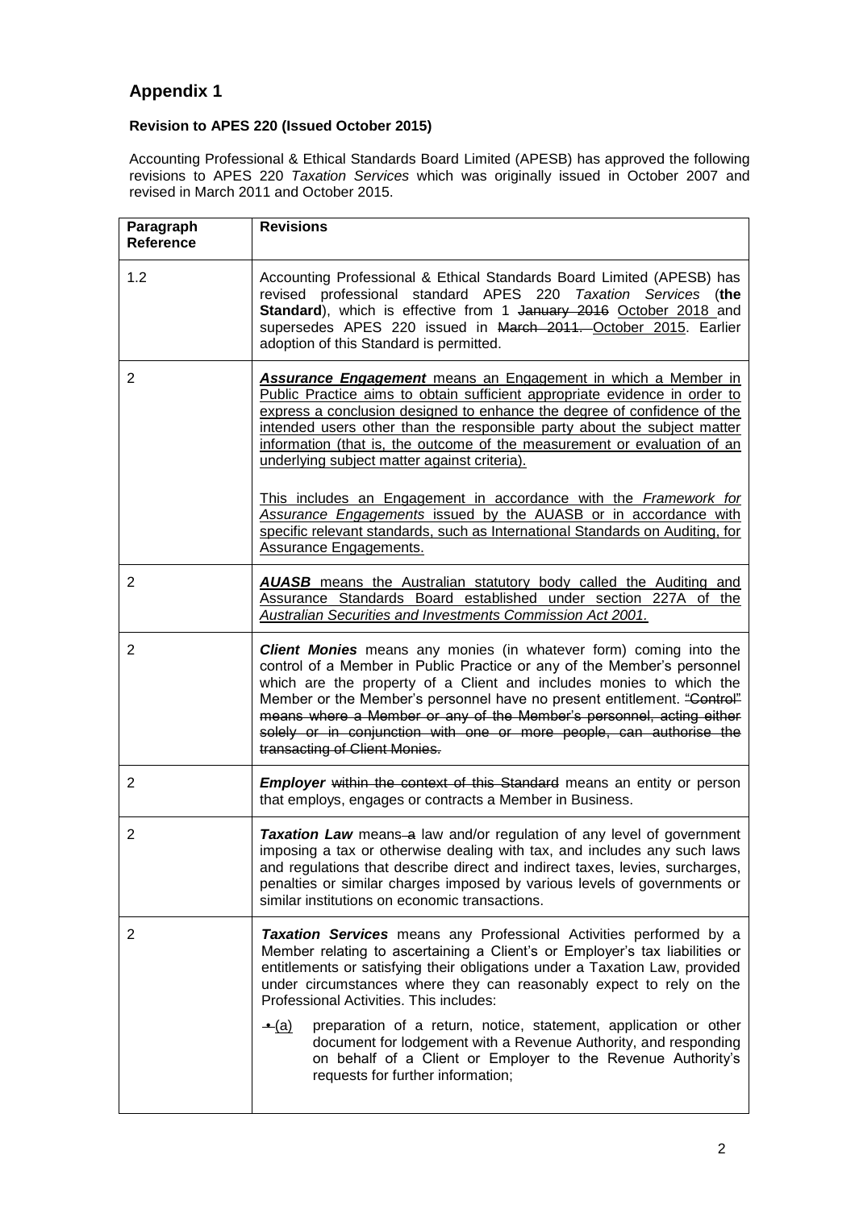## Appendix 1

**Revision to APES 220 (Issued October 2015)**

Accounting Professional & Ethical Standards Board Limited (APESB) has approved the following revisions to APES 220 *Taxation Services* which was originally issued in October 2007 and revised in March 2011 and October 2015.

| Paragraph Reference | Revisions |
|---|---|
| 1.2 | Accounting Professional & Ethical Standards Board Limited (APESB) has revised professional standard APES 220 *Taxation Services* (**the Standard**), which is effective from 1 ~~January 2016~~ <u>October 2018</u> and supersedes APES 220 issued in ~~March 2011.~~ <u>October 2015</u>. Earlier adoption of this Standard is permitted. |
| 2 | <u>***Assurance Engagement*** means an Engagement in which a Member in Public Practice aims to obtain sufficient appropriate evidence in order to express a conclusion designed to enhance the degree of confidence of the intended users other than the responsible party about the subject matter information (that is, the outcome of the measurement or evaluation of an underlying subject matter against criteria).</u><br><br><u>This includes an Engagement in accordance with the *Framework for Assurance Engagements* issued by the AUASB or in accordance with specific relevant standards, such as International Standards on Auditing, for Assurance Engagements.</u> |
| 2 | <u>***AUASB*** means the Australian statutory body called the Auditing and Assurance Standards Board established under section 227A of the *Australian Securities and Investments Commission Act 2001.*</u> |
| 2 | ***Client Monies*** means any monies (in whatever form) coming into the control of a Member in Public Practice or any of the Member's personnel which are the property of a Client and includes monies to which the Member or the Member's personnel have no present entitlement. ~~"Control" means where a Member or any of the Member's personnel, acting either solely or in conjunction with one or more people, can authorise the transacting of Client Monies.~~ |
| 2 | ***Employer*** ~~within the context of this Standard~~ means an entity or person that employs, engages or contracts a Member in Business. |
| 2 | ***Taxation Law*** means ~~a~~ law and/or regulation of any level of government imposing a tax or otherwise dealing with tax, and includes any such laws and regulations that describe direct and indirect taxes, levies, surcharges, penalties or similar charges imposed by various levels of governments or similar institutions on economic transactions. |
| 2 | ***Taxation Services*** means any Professional Activities performed by a Member relating to ascertaining a Client's or Employer's tax liabilities or entitlements or satisfying their obligations under a Taxation Law, provided under circumstances where they can reasonably expect to rely on the Professional Activities. This includes:<br><br>~~•~~ <u>(a)</u> preparation of a return, notice, statement, application or other document for lodgement with a Revenue Authority, and responding on behalf of a Client or Employer to the Revenue Authority's requests for further information; |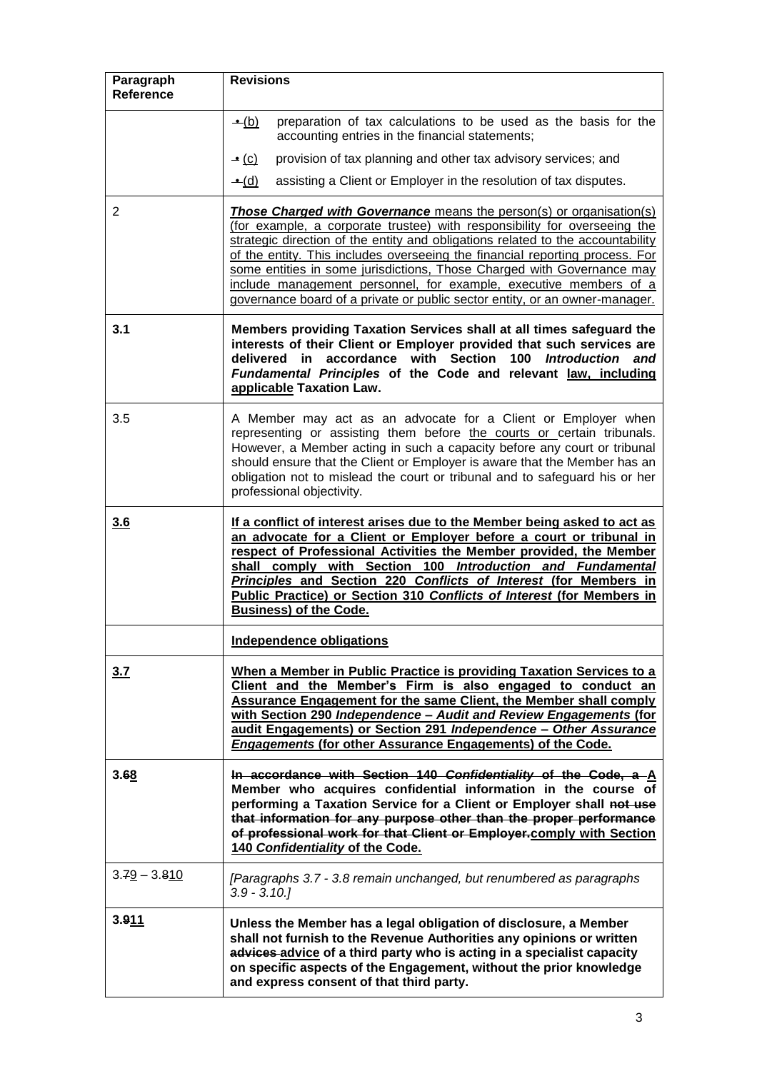| Paragraph Reference | Revisions |
|---|---|
| | ~~•~~ <u>(b)</u> preparation of tax calculations to be used as the basis for the accounting entries in the financial statements;<br><br>~~•~~ <u>(c)</u> provision of tax planning and other tax advisory services; and<br><br>~~•~~ <u>(d)</u> assisting a Client or Employer in the resolution of tax disputes. |
| 2 | <u>***Those Charged with Governance*** means the person(s) or organisation(s) (for example, a corporate trustee) with responsibility for overseeing the strategic direction of the entity and obligations related to the accountability of the entity. This includes overseeing the financial reporting process. For some entities in some jurisdictions, Those Charged with Governance may include management personnel, for example, executive members of a governance board of a private or public sector entity, or an owner-manager.</u> |
| **3.1** | **Members providing Taxation Services shall at all times safeguard the interests of their Client or Employer provided that such services are delivered in accordance with Section 100 *Introduction and Fundamental Principles* of the Code and relevant <u>law, including applicable</u> Taxation Law.** |
| 3.5 | A Member may act as an advocate for a Client or Employer when representing or assisting them before <u>the courts or</u> certain tribunals. However, a Member acting in such a capacity before any court or tribunal should ensure that the Client or Employer is aware that the Member has an obligation not to mislead the court or tribunal and to safeguard his or her professional objectivity. |
| <u>**3.6**</u> | <u>**If a conflict of interest arises due to the Member being asked to act as an advocate for a Client or Employer before a court or tribunal in respect of Professional Activities the Member provided, the Member shall comply with Section 100 *Introduction and Fundamental Principles* and Section 220 *Conflicts of Interest* (for Members in Public Practice) or Section 310 *Conflicts of Interest* (for Members in Business) of the Code.**</u> |
| | <u>**Independence obligations**</u> |
| <u>**3.7**</u> | <u>**When a Member in Public Practice is providing Taxation Services to a Client and the Member's Firm is also engaged to conduct an Assurance Engagement for the same Client, the Member shall comply with Section 290 *Independence – Audit and Review Engagements* (for audit Engagements) or Section 291 *Independence – Other Assurance Engagements* (for other Assurance Engagements) of the Code.**</u> |
| **3.~~6~~<u>8</u>** | **~~In accordance with Section 140 *Confidentiality* of the Code, a~~ <u>A</u> Member who acquires confidential information in the course of performing a Taxation Service for a Client or Employer shall ~~not use that information for any purpose other than the proper performance of professional work for that Client or Employer.~~<u>comply with Section 140 *Confidentiality* of the Code.</u>** |
| 3.~~7~~<u>9</u> – 3.~~8~~<u>10</u> | *[Paragraphs 3.7 - 3.8 remain unchanged, but renumbered as paragraphs 3.9 - 3.10.]* |
| **3.~~9~~<u>11</u>** | **Unless the Member has a legal obligation of disclosure, a Member shall not furnish to the Revenue Authorities any opinions or written ~~advices~~ <u>advice</u> of a third party who is acting in a specialist capacity on specific aspects of the Engagement, without the prior knowledge and express consent of that third party.** |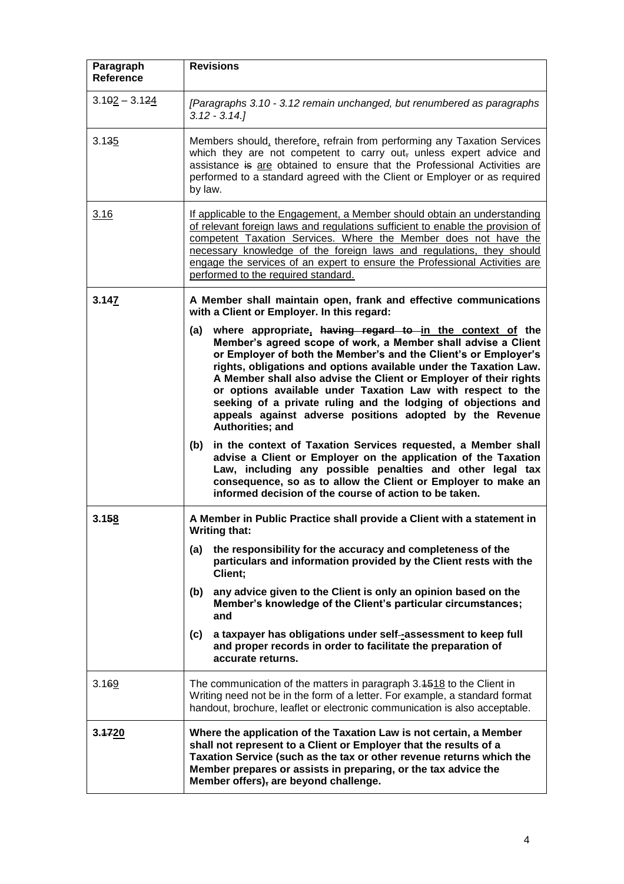| Paragraph Reference | Revisions |
|---|---|
| 3.1~~0~~<u>2</u> – 3.1~~2~~<u>4</u> | *[Paragraphs 3.10 - 3.12 remain unchanged, but renumbered as paragraphs 3.12 - 3.14.]* |
| 3.1~~3~~<u>5</u> | Members should<u>,</u> therefore<u>,</u> refrain from performing any Taxation Services which they are not competent to carry out~~,~~ unless expert advice and assistance ~~is~~ <u>are</u> obtained to ensure that the Professional Activities are performed to a standard agreed with the Client or Employer or as required by law. |
| <u>3.16</u> | <u>If applicable to the Engagement, a Member should obtain an understanding of relevant foreign laws and regulations sufficient to enable the provision of competent Taxation Services. Where the Member does not have the necessary knowledge of the foreign laws and regulations, they should engage the services of an expert to ensure the Professional Activities are performed to the required standard.</u> |
| **3.14<u>7</u>** | **A Member shall maintain open, frank and effective communications with a Client or Employer. In this regard:**<br><br>**(a) where appropriate<u>,</u> ~~having regard to~~ <u>in the context of</u> the Member's agreed scope of work, a Member shall advise a Client or Employer of both the Member's and the Client's or Employer's rights, obligations and options available under the Taxation Law. A Member shall also advise the Client or Employer of their rights or options available under Taxation Law with respect to the seeking of a private ruling and the lodging of objections and appeals against adverse positions adopted by the Revenue Authorities; and**<br><br>**(b) in the context of Taxation Services requested, a Member shall advise a Client or Employer on the application of the Taxation Law, including any possible penalties and other legal tax consequence, so as to allow the Client or Employer to make an informed decision of the course of action to be taken.** |
| **3.1~~5~~<u>8</u>** | **A Member in Public Practice shall provide a Client with a statement in Writing that:**<br><br>**(a) the responsibility for the accuracy and completeness of the particulars and information provided by the Client rests with the Client;**<br><br>**(b) any advice given to the Client is only an opinion based on the Member's knowledge of the Client's particular circumstances; and**<br><br>**(c) a taxpayer has obligations under self~~-~~<u>-</u>assessment to keep full and proper records in order to facilitate the preparation of accurate returns.** |
| 3.1~~6~~<u>9</u> | The communication of the matters in paragraph 3.~~15~~<u>18</u> to the Client in Writing need not be in the form of a letter. For example, a standard format handout, brochure, leaflet or electronic communication is also acceptable. |
| **3.~~17~~<u>20</u>** | **Where the application of the Taxation Law is not certain, a Member shall not represent to a Client or Employer that the results of a Taxation Service (such as the tax or other revenue returns which the Member prepares or assists in preparing, or the tax advice the Member offers)~~,~~ are beyond challenge.** |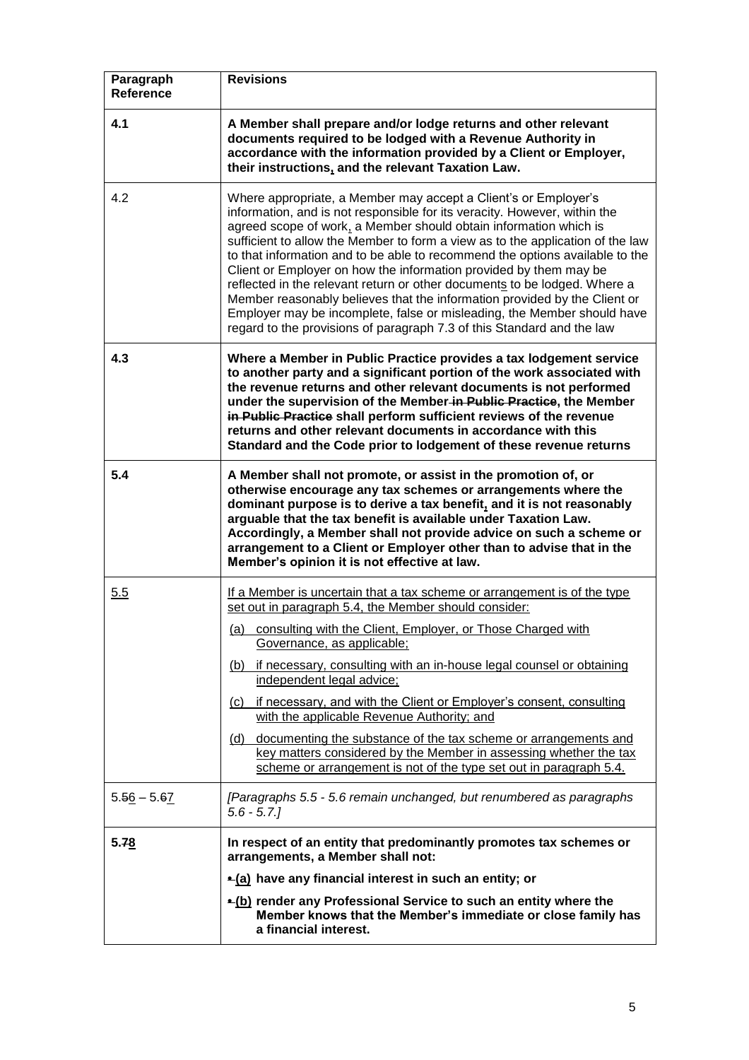| Paragraph Reference | Revisions |
|---|---|
| **4.1** | **A Member shall prepare and/or lodge returns and other relevant documents required to be lodged with a Revenue Authority in accordance with the information provided by a Client or Employer, their instructions, and the relevant Taxation Law.** |
| 4.2 | Where appropriate, a Member may accept a Client's or Employer's information, and is not responsible for its veracity. However, within the agreed scope of work, a Member should obtain information which is sufficient to allow the Member to form a view as to the application of the law to that information and to be able to recommend the options available to the Client or Employer on how the information provided by them may be reflected in the relevant return or other documents to be lodged. Where a Member reasonably believes that the information provided by the Client or Employer may be incomplete, false or misleading, the Member should have regard to the provisions of paragraph 7.3 of this Standard and the law |
| **4.3** | **Where a Member in Public Practice provides a tax lodgement service to another party and a significant portion of the work associated with the revenue returns and other relevant documents is not performed under the supervision of the Member ~~in Public Practice~~, the Member ~~in Public Practice~~ shall perform sufficient reviews of the revenue returns and other relevant documents in accordance with this Standard and the Code prior to lodgement of these revenue returns** |
| **5.4** | **A Member shall not promote, or assist in the promotion of, or otherwise encourage any tax schemes or arrangements where the dominant purpose is to derive a tax benefit, and it is not reasonably arguable that the tax benefit is available under Taxation Law. Accordingly, a Member shall not provide advice on such a scheme or arrangement to a Client or Employer other than to advise that in the Member's opinion it is not effective at law.** |
| <u>5.5</u> | <u>If a Member is uncertain that a tax scheme or arrangement is of the type set out in paragraph 5.4, the Member should consider:</u><br><u>(a) consulting with the Client, Employer, or Those Charged with Governance, as applicable;</u><br><u>(b) if necessary, consulting with an in-house legal counsel or obtaining independent legal advice;</u><br><u>(c) if necessary, and with the Client or Employer's consent, consulting with the applicable Revenue Authority; and</u><br><u>(d) documenting the substance of the tax scheme or arrangements and key matters considered by the Member in assessing whether the tax scheme or arrangement is not of the type set out in paragraph 5.4.</u> |
| 5.~~5~~<u>6</u> – 5.~~6~~<u>7</u> | *[Paragraphs 5.5 - 5.6 remain unchanged, but renumbered as paragraphs 5.6 - 5.7.]* |
| **5.~~7~~<u>8</u>** | **In respect of an entity that predominantly promotes tax schemes or arrangements, a Member shall not:**<br>**~~•~~ <u>(a)</u> have any financial interest in such an entity; or**<br>**~~•~~ <u>(b)</u> render any Professional Service to such an entity where the Member knows that the Member's immediate or close family has a financial interest.** |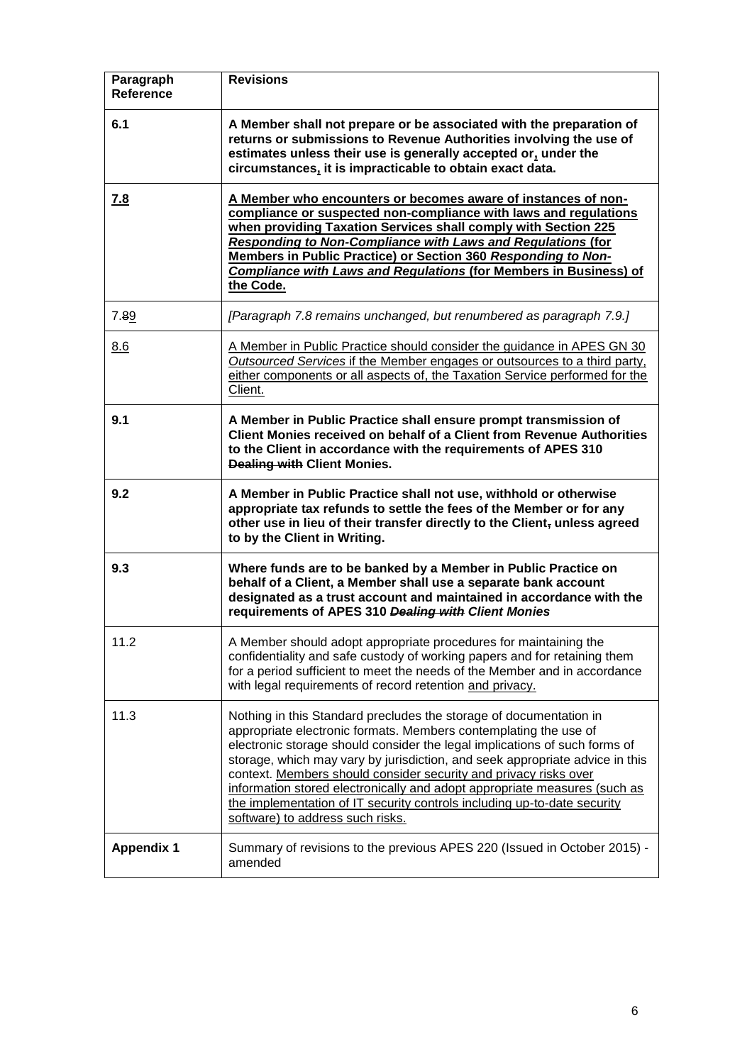| Paragraph Reference | Revisions |
|---|---|
| **6.1** | **A Member shall not prepare or be associated with the preparation of returns or submissions to Revenue Authorities involving the use of estimates unless their use is generally accepted or, under the circumstances, it is impracticable to obtain exact data.** |
| <u>**7.8**</u> | <u>**A Member who encounters or becomes aware of instances of non-compliance or suspected non-compliance with laws and regulations when providing Taxation Services shall comply with Section 225 *Responding to Non-Compliance with Laws and Regulations* (for Members in Public Practice) or Section 360 *Responding to Non-Compliance with Laws and Regulations* (for Members in Business) of the Code.**</u> |
| 7.~~8~~<u>9</u> | *[Paragraph 7.8 remains unchanged, but renumbered as paragraph 7.9.]* |
| <u>8.6</u> | <u>A Member in Public Practice should consider the guidance in APES GN 30 *Outsourced Services* if the Member engages or outsources to a third party, either components or all aspects of, the Taxation Service performed for the Client.</u> |
| **9.1** | **A Member in Public Practice shall ensure prompt transmission of Client Monies received on behalf of a Client from Revenue Authorities to the Client in accordance with the requirements of APES 310 ~~Dealing with~~ Client Monies.** |
| **9.2** | **A Member in Public Practice shall not use, withhold or otherwise appropriate tax refunds to settle the fees of the Member or for any other use in lieu of their transfer directly to the Client~~,~~ unless agreed to by the Client in Writing.** |
| **9.3** | **Where funds are to be banked by a Member in Public Practice on behalf of a Client, a Member shall use a separate bank account designated as a trust account and maintained in accordance with the requirements of APES 310 *~~Dealing with~~ Client Monies*** |
| 11.2 | A Member should adopt appropriate procedures for maintaining the confidentiality and safe custody of working papers and for retaining them for a period sufficient to meet the needs of the Member and in accordance with legal requirements of record retention <u>and privacy.</u> |
| 11.3 | Nothing in this Standard precludes the storage of documentation in appropriate electronic formats. Members contemplating the use of electronic storage should consider the legal implications of such forms of storage, which may vary by jurisdiction, and seek appropriate advice in this context. <u>Members should consider security and privacy risks over information stored electronically and adopt appropriate measures (such as the implementation of IT security controls including up-to-date security software) to address such risks.</u> |
| **Appendix 1** | Summary of revisions to the previous APES 220 (Issued in October 2015) - amended |